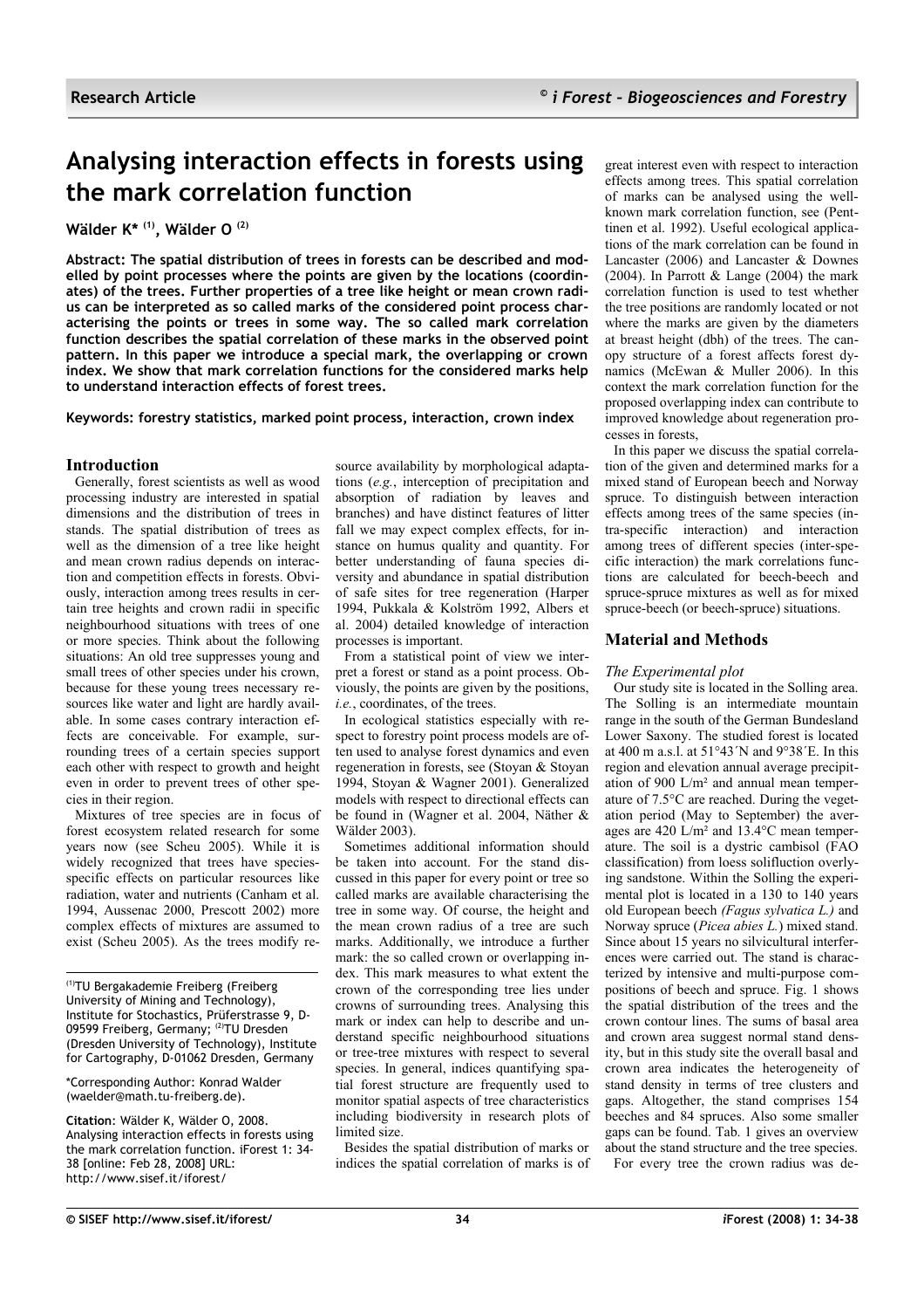# Analysing interaction effects in forests using the mark correlation function

**Wälder K* [(1)], Wälder O [(2)]**

**Abstract: The spatial distribution of trees in forests can be described and modelled by point processes where the points are given by the locations (coordinates) of the trees. Further properties of a tree like height or mean crown radius can be interpreted as so called marks of the considered point process characterising the points or trees in some way. The so called mark correlation function describes the spatial correlation of these marks in the observed point pattern. In this paper we introduce a special mark, the overlapping or crown index. We show that mark correlation functions for the considered marks help to understand interaction effects of forest trees.**

**Keywords: forestry statistics, marked point process, interaction, crown index**

## Introduction

Generally, forest scientists as well as wood processing industry are interested in spatial dimensions and the distribution of trees in stands. The spatial distribution of trees as well as the dimension of a tree like height and mean crown radius depends on interaction and competition effects in forests. Obviously, interaction among trees results in certain tree heights and crown radii in specific neighbourhood situations with trees of one or more species. Think about the following situations: An old tree suppresses young and small trees of other species under his crown, because for these young trees necessary resources like water and light are hardly available. In some cases contrary interaction effects are conceivable. For example, surrounding trees of a certain species support each other with respect to growth and height even in order to prevent trees of other species in their region.

Mixtures of tree species are in focus of forest ecosystem related research for some years now (see Scheu 2005). While it is widely recognized that trees have species-specific effects on particular resources like radiation, water and nutrients (Canham et al. 1994, Aussenac 2000, Prescott 2002) more complex effects of mixtures are assumed to exist (Scheu 2005). As the trees modify resource availability by morphological adaptations (*e.g.*, interception of precipitation and absorption of radiation by leaves and branches) and have distinct features of litter fall we may expect complex effects, for instance on humus quality and quantity. For better understanding of fauna species diversity and abundance in spatial distribution of safe sites for tree regeneration (Harper 1994, Pukkala & Kolström 1992, Albers et al. 2004) detailed knowledge of interaction processes is important.

From a statistical point of view we interpret a forest or stand as a point process. Obviously, the points are given by the positions, *i.e.*, coordinates, of the trees.

In ecological statistics especially with respect to forestry point process models are often used to analyse forest dynamics and even regeneration in forests, see (Stoyan & Stoyan 1994, Stoyan & Wagner 2001). Generalized models with respect to directional effects can be found in (Wagner et al. 2004, Näther & Wälder 2003).

Sometimes additional information should be taken into account. For the stand discussed in this paper for every point or tree so called marks are available characterising the tree in some way. Of course, the height and the mean crown radius of a tree are such marks. Additionally, we introduce a further mark: the so called crown or overlapping index. This mark measures to what extent the crown of the corresponding tree lies under crowns of surrounding trees. Analysing this mark or index can help to describe and understand specific neighbourhood situations or tree-tree mixtures with respect to several species. In general, indices quantifying spatial forest structure are frequently used to monitor spatial aspects of tree characteristics including biodiversity in research plots of limited size.

Besides the spatial distribution of marks or indices the spatial correlation of marks is of great interest even with respect to interaction effects among trees. This spatial correlation of marks can be analysed using the well-known mark correlation function, see (Penttinen et al. 1992). Useful ecological applications of the mark correlation can be found in Lancaster (2006) and Lancaster & Downes (2004). In Parrott & Lange (2004) the mark correlation function is used to test whether the tree positions are randomly located or not where the marks are given by the diameters at breast height (dbh) of the trees. The canopy structure of a forest affects forest dynamics (McEwan & Muller 2006). In this context the mark correlation function for the proposed overlapping index can contribute to improved knowledge about regeneration processes in forests,

In this paper we discuss the spatial correlation of the given and determined marks for a mixed stand of European beech and Norway spruce. To distinguish between interaction effects among trees of the same species (intra-specific interaction) and interaction among trees of different species (inter-specific interaction) the mark correlations functions are calculated for beech-beech and spruce-spruce mixtures as well as for mixed spruce-beech (or beech-spruce) situations.

## Material and Methods

### *The Experimental plot*

Our study site is located in the Solling area. The Solling is an intermediate mountain range in the south of the German Bundesland Lower Saxony. The studied forest is located at 400 m a.s.l. at 51°43´N and 9°38´E. In this region and elevation annual average precipitation of 900 L/m² and annual mean temperature of 7.5°C are reached. During the vegetation period (May to September) the averages are 420 L/m² and 13.4°C mean temperature. The soil is a dystric cambisol (FAO classification) from loess solifluction overlying sandstone. Within the Solling the experimental plot is located in a 130 to 140 years old European beech *(Fagus sylvatica L.)* and Norway spruce (*Picea abies L.*) mixed stand. Since about 15 years no silvicultural interferences were carried out. The stand is characterized by intensive and multi-purpose compositions of beech and spruce. Fig. 1 shows the spatial distribution of the trees and the crown contour lines. The sums of basal area and crown area suggest normal stand density, but in this study site the overall basal and crown area indicates the heterogeneity of stand density in terms of tree clusters and gaps. Altogether, the stand comprises 154 beeches and 84 spruces. Also some smaller gaps can be found. Tab. 1 gives an overview about the stand structure and the tree species.

For every tree the crown radius was de-

---

[(1)]TU Bergakademie Freiberg (Freiberg University of Mining and Technology), Institute for Stochastics, Prüferstrasse 9, D-09599 Freiberg, Germany; [(2)]TU Dresden (Dresden University of Technology), Institute for Cartography, D-01062 Dresden, Germany

*Corresponding Author: Konrad Walder (waelder@math.tu-freiberg.de).

**Citation**: Wälder K, Wälder O, 2008. Analysing interaction effects in forests using the mark correlation function. iForest 1: 34-38 [online: Feb 28, 2008] URL: http://www.sisef.it/iforest/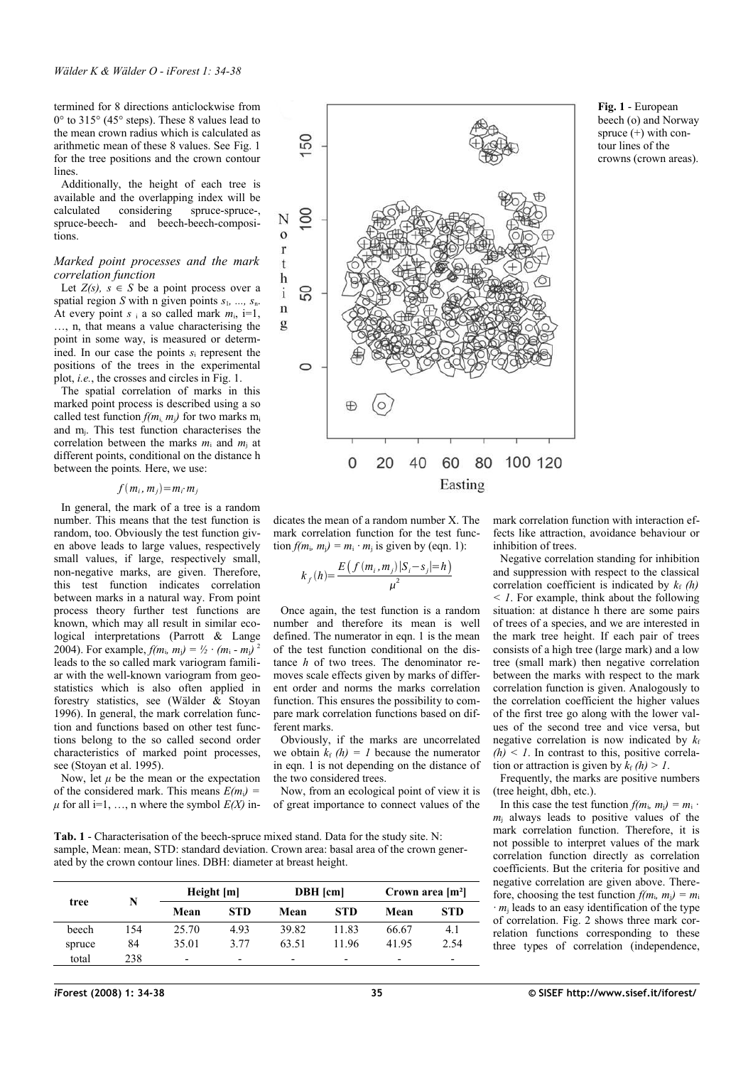termined for 8 directions anticlockwise from 0° to 315° (45° steps). These 8 values lead to the mean crown radius which is calculated as arithmetic mean of these 8 values. See Fig. 1 for the tree positions and the crown contour lines.

Additionally, the height of each tree is available and the overlapping index will be calculated considering spruce-spruce-, spruce-beech- and beech-beech-compositions.

### *Marked point processes and the mark correlation function*

Let $Z(s)$, $s \in S$ be a point process over a spatial region $S$ with n given points $s_1, \ldots, s_n$. At every point $s_i$ a so called mark $m_i$, i=1, …, n, that means a value characterising the point in some way, is measured or determined. In our case the points $s_i$ represent the positions of the trees in the experimental plot, *i.e.*, the crosses and circles in Fig. 1.

The spatial correlation of marks in this marked point process is described using a so called test function $f(m_i, m_j)$ for two marks $m_i$ and $m_j$. This test function characterises the correlation between the marks $m_i$ and $m_j$ at different points, conditional on the distance h between the points. Here, we use:

$$f(m_i, m_j) = m_i \cdot m_j$$

In general, the mark of a tree is a random number. This means that the test function is random, too. Obviously the test function given above leads to large values, respectively small values, if large, respectively small, non-negative marks, are given. Therefore, this test function indicates correlation between marks in a natural way. From point process theory further test functions are known, which may all result in similar ecological interpretations (Parrott & Lange 2004). For example, $f(m_i, m_j) = \frac{1}{2} \cdot (m_i - m_j)^2$ leads to the so called mark variogram familiar with the well-known variogram from geostatistics which is also often applied in forestry statistics, see (Wälder & Stoyan 1996). In general, the mark correlation function and functions based on other test functions belong to the so called second order characteristics of marked point processes, see (Stoyan et al. 1995).

Now, let $\mu$ be the mean or the expectation of the considered mark. This means $E(m_i) = \mu$ for all i=1, …, n where the symbol $E(X)$ indicates the mean of a random number X. The mark correlation function for the test function $f(m_i, m_j) = m_i \cdot m_j$ is given by (eqn. 1):

$$k_f(h) = \frac{E\left(f(m_i, m_j) \mid |S_i - s_j| = h\right)}{\mu^2}$$

Once again, the test function is a random number and therefore its mean is well defined. The numerator in eqn. 1 is the mean of the test function conditional on the distance $h$ of two trees. The denominator removes scale effects given by marks of different order and norms the marks correlation function. This ensures the possibility to compare mark correlation functions based on different marks.

Obviously, if the marks are uncorrelated we obtain $k_f(h) = 1$ because the numerator in eqn. 1 is not depending on the distance of the two considered trees.

Now, from an ecological point of view it is of great importance to connect values of the mark correlation function with interaction effects like attraction, avoidance behaviour or inhibition of trees.

Negative correlation standing for inhibition and suppression with respect to the classical correlation coefficient is indicated by $k_f(h) < 1$. For example, think about the following situation: at distance h there are some pairs of trees of a species, and we are interested in the mark tree height. If each pair of trees consists of a high tree (large mark) and a low tree (small mark) then negative correlation between the marks with respect to the mark correlation function is given. Analogously to the correlation coefficient the higher values of the first tree go along with the lower values of the second tree and vice versa, but negative correlation is now indicated by $k_f(h) < 1$. In contrast to this, positive correlation or attraction is given by $k_f(h) > 1$.

Frequently, the marks are positive numbers (tree height, dbh, etc.).

In this case the test function $f(m_i, m_j) = m_i \cdot m_j$ always leads to positive values of the mark correlation function. Therefore, it is not possible to interpret values of the mark correlation function directly as correlation coefficients. But the criteria for positive and negative correlation are given above. Therefore, choosing the test function $f(m_i, m_j) = m_i \cdot m_j$ leads to an easy identification of the type of correlation. Fig. 2 shows three mark correlation functions corresponding to these three types of correlation (independence,

**Fig. 1** - European beech (o) and Norway spruce (+) with contour lines of the crowns (crown areas).

**Tab. 1** - Characterisation of the beech-spruce mixed stand. Data for the study site. N: sample, Mean: mean, STD: standard deviation. Crown area: basal area of the crown generated by the crown contour lines. DBH: diameter at breast height.

| tree | N | Height [m] | | DBH [cm] | | Crown area [m²] | |
|---|---|---|---|---|---|---|---|
| | | Mean | STD | Mean | STD | Mean | STD |
| beech | 154 | 25.70 | 4.93 | 39.82 | 11.83 | 66.67 | 4.1 |
| spruce | 84 | 35.01 | 3.77 | 63.51 | 11.96 | 41.95 | 2.54 |
| total | 238 | - | - | - | - | - | - |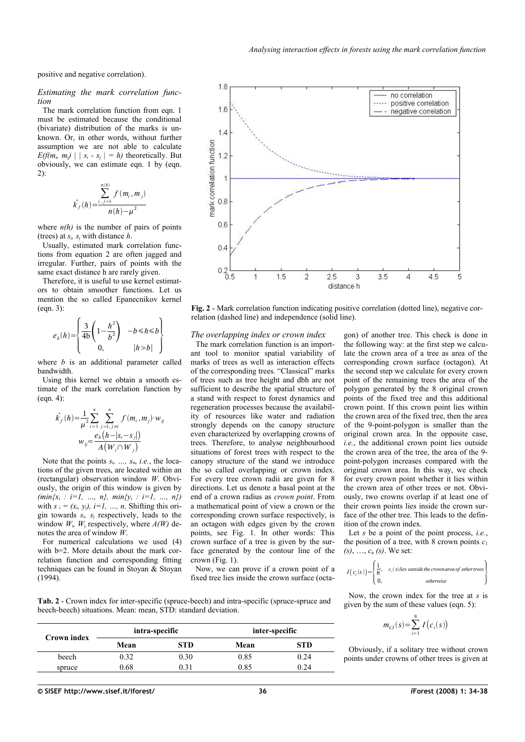positive and negative correlation).

### *Estimating the mark correlation function*

The mark correlation function from eqn. 1 must be estimated because the conditional (bivariate) distribution of the marks is unknown. Or, in other words, without further assumption we are not able to calculate $E(f(m_i, m_j) \mid |s_i - s_j| = h)$ theoretically. But obviously, we can estimate eqn. 1 by (eqn. 2):

$$\hat{k}_f(h) = \frac{\sum_{i,j=1}^{n(h)} f(m_i, m_j)}{n(h) - \mu^2}$$

where $n(h)$ is the number of pairs of points (trees) at $s_i$, $s_j$ with distance $h$.

Usually, estimated mark correlation functions from equation 2 are often jagged and irregular. Further, pairs of points with the same exact distance h are rarely given.

Therefore, it is useful to use kernel estimators to obtain smoother functions. Let us mention the so called Epanecnikov kernel (eqn. 3):

$$e_b(h) = \begin{cases} \frac{3}{4b}\left(1 - \frac{h^2}{b^2}\right) & -b \leqslant h \leqslant b \\ 0, & |h > b| \end{cases}$$

where $b$ is an additional parameter called bandwidth.

Using this kernel we obtain a smooth estimate of the mark correlation function by (eqn. 4):

$$\hat{k}_f(h) = \frac{1}{\mu^2} \sum_{i=1}^{n} \sum_{j=1, j \neq i}^{n} f(m_i, m_j) \cdot w_{ij}$$

$$w_{ij} = \frac{e_b(h - |s_i - s_j|)}{A(W_i \cap W_j)}$$

Note that the points $s_i$, …, $s_n$, *i.e.*, the locations of the given trees, are located within an (rectangular) observation window $W$. Obviously, the origin of this window is given by $(\min\{x_i : i=1, \ldots, n\}, \min\{y_i : i=1, \ldots, n\})$ with $s_i = (x_i, y_i)$, $i=1, \ldots, n$. Shifting this origin towards $s_i$, $s_j$ respectively, leads to the window $W_i$, $W_j$ respectively, where $A(W)$ denotes the area of window $W$.

For numerical calculations we used (4) with b=2. More details about the mark correlation function and corresponding fitting techniques can be found in Stoyan & Stoyan (1994).

**Fig. 2** - Mark correlation function indicating positive correlation (dotted line), negative correlation (dashed line) and independence (solid line).

### *The overlapping index or crown index*

The mark correlation function is an important tool to monitor spatial variability of marks of trees as well as interaction effects of the corresponding trees. "Classical" marks of trees such as tree height and dbh are not sufficient to describe the spatial structure of a stand with respect to forest dynamics and regeneration processes because the availability of resources like water and radiation strongly depends on the canopy structure even characterized by overlapping crowns of trees. Therefore, to analyse neighbourhood situations of forest trees with respect to the canopy structure of the stand we introduce the so called overlapping or crown index. For every tree crown radii are given for 8 directions. Let us denote a basal point at the end of a crown radius as *crown point*. From a mathematical point of view a crown or the corresponding crown surface respectively, is an octagon with edges given by the crown points, see Fig. 1. In other words: This crown surface of a tree is given by the surface generated by the contour line of the crown (Fig. 1).

Now, we can prove if a crown point of a fixed tree lies inside the crown surface (octagon) of another tree. This check is done in the following way: at the first step we calculate the crown area of a tree as area of the corresponding crown surface (octagon). At the second step we calculate for every crown point of the remaining trees the area of the polygon generated by the 8 original crown points of the fixed tree and this additional crown point. If this crown point lies within the crown area of the fixed tree, then the area of the 9-point-polygon is smaller than the original crown area. In the opposite case, *i.e.*, the additional crown point lies outside the crown area of the tree, the area of the 9-point-polygon increases compared with the original crown area. In this way, we check for every crown point whether it lies within the crown area of other trees or not. Obviously, two crowns overlap if at least one of their crown points lies inside the crown surface of the other tree. This leads to the definition of the crown index.

Let $s$ be a point of the point process, *i.e.*, the position of a tree, with 8 crown points $c_1(s)$, …, $c_n(s)$. We set:

$$I(c_i(s)) = \begin{cases} \frac{1}{8}, & c_i(s) \text{ lies outside the crown area of other trees} \\ 0, & \text{otherwise} \end{cases}$$

Now, the crown index for the tree at $s$ is given by the sum of these values (eqn. 5):

$$m_{CI}(s) = \sum_{i=1}^{8} I(c_i(s))$$

Obviously, if a solitary tree without crown points under crowns of other trees is given at

**Tab. 2** - Crown index for inter-specific (spruce-beech) and intra-specific (spruce-spruce and beech-beech) situations. Mean: mean, STD: standard deviation.

| Crown index | intra-specific | | inter-specific | |
|---|---|---|---|---|
| | Mean | STD | Mean | STD |
| beech | 0.32 | 0.30 | 0.85 | 0.24 |
| spruce | 0.68 | 0.31 | 0.85 | 0.24 |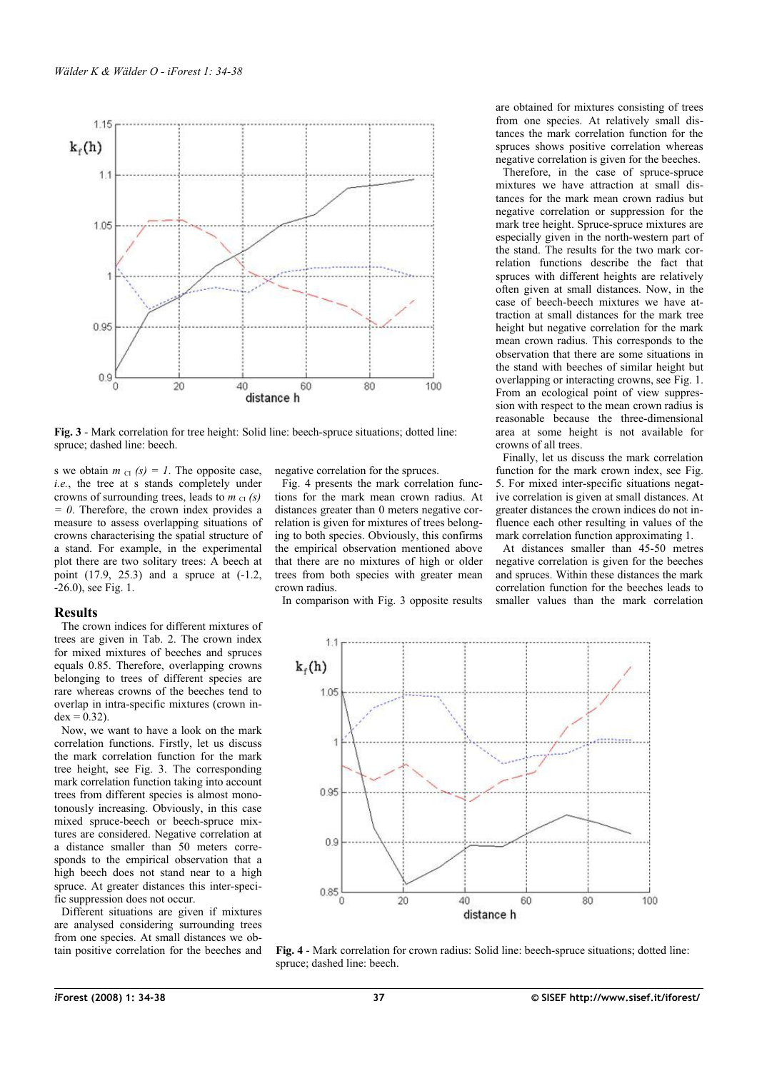Fig. 3 - Mark correlation for tree height: Solid line: beech-spruce situations; dotted line: spruce; dashed line: beech.

s we obtain $m_{CI}(s) = 1$. The opposite case, *i.e.*, the tree at s stands completely under crowns of surrounding trees, leads to $m_{CI}(s) = 0$. Therefore, the crown index provides a measure to assess overlapping situations of crowns characterising the spatial structure of a stand. For example, in the experimental plot there are two solitary trees: A beech at point (17.9, 25.3) and a spruce at (-1.2, -26.0), see Fig. 1.

## Results

The crown indices for different mixtures of trees are given in Tab. 2. The crown index for mixed mixtures of beeches and spruces equals 0.85. Therefore, overlapping crowns belonging to trees of different species are rare whereas crowns of the beeches tend to overlap in intra-specific mixtures (crown index = 0.32).

Now, we want to have a look on the mark correlation functions. Firstly, let us discuss the mark correlation function for the mark tree height, see Fig. 3. The corresponding mark correlation function taking into account trees from different species is almost monotonously increasing. Obviously, in this case mixed spruce-beech or beech-spruce mixtures are considered. Negative correlation at a distance smaller than 50 meters corresponds to the empirical observation that a high beech does not stand near to a high spruce. At greater distances this inter-specific suppression does not occur.

Different situations are given if mixtures are analysed considering surrounding trees from one species. At small distances we obtain positive correlation for the beeches and negative correlation for the spruces.

Fig. 4 presents the mark correlation functions for the mark mean crown radius. At distances greater than 0 meters negative correlation is given for mixtures of trees belonging to both species. Obviously, this confirms the empirical observation mentioned above that there are no mixtures of high or older trees from both species with greater mean crown radius.

In comparison with Fig. 3 opposite results are obtained for mixtures consisting of trees from one species. At relatively small distances the mark correlation function for the spruces shows positive correlation whereas negative correlation is given for the beeches.

Therefore, in the case of spruce-spruce mixtures we have attraction at small distances for the mark mean crown radius but negative correlation or suppression for the mark tree height. Spruce-spruce mixtures are especially given in the north-western part of the stand. The results for the two mark correlation functions describe the fact that spruces with different heights are relatively often given at small distances. Now, in the case of beech-beech mixtures we have attraction at small distances for the mark tree height but negative correlation for the mark mean crown radius. This corresponds to the observation that there are some situations in the stand with beeches of similar height but overlapping or interacting crowns, see Fig. 1. From an ecological point of view suppression with respect to the mean crown radius is reasonable because the three-dimensional area at some height is not available for crowns of all trees.

Finally, let us discuss the mark correlation function for the mark crown index, see Fig. 5. For mixed inter-specific situations negative correlation is given at small distances. At greater distances the crown indices do not influence each other resulting in values of the mark correlation function approximating 1.

At distances smaller than 45-50 metres negative correlation is given for the beeches and spruces. Within these distances the mark correlation function for the beeches leads to smaller values than the mark correlation

Fig. 4 - Mark correlation for crown radius: Solid line: beech-spruce situations; dotted line: spruce; dashed line: beech.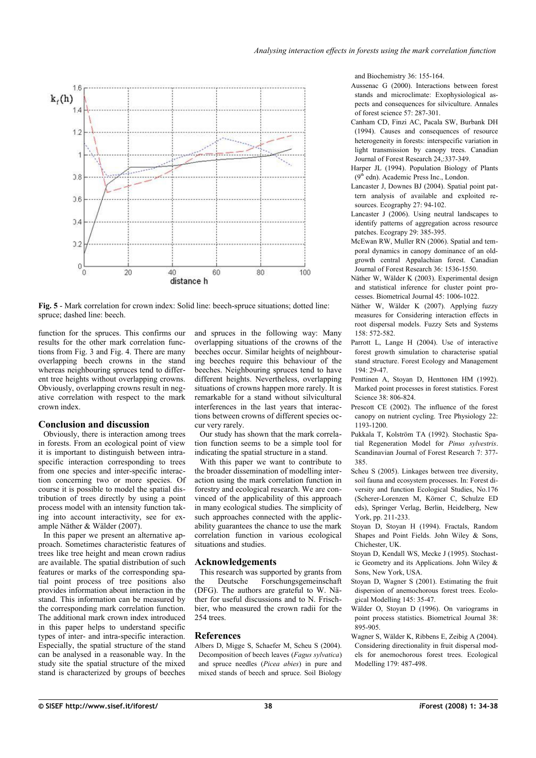$k_f(h)$

1.6

1.4

1.2

1

0.8

0.6

0.4

0.2

0

0 20 40 60 80 100

distance h

**Fig. 5** - Mark correlation for crown index: Solid line: beech-spruce situations; dotted line: spruce; dashed line: beech.

function for the spruces. This confirms our results for the other mark correlation functions from Fig. 3 and Fig. 4. There are many overlapping beech crowns in the stand whereas neighbouring spruces tend to different tree heights without overlapping crowns. Obviously, overlapping crowns result in negative correlation with respect to the mark crown index.

## Conclusion and discussion

Obviously, there is interaction among trees in forests. From an ecological point of view it is important to distinguish between intraspecific interaction corresponding to trees from one species and inter-specific interaction concerning two or more species. Of course it is possible to model the spatial distribution of trees directly by using a point process model with an intensity function taking into account interactivity, see for example Näther & Wälder (2007).

In this paper we present an alternative approach. Sometimes characteristic features of trees like tree height and mean crown radius are available. The spatial distribution of such features or marks of the corresponding spatial point process of tree positions also provides information about interaction in the stand. This information can be measured by the corresponding mark correlation function. The additional mark crown index introduced in this paper helps to understand specific types of inter- and intra-specific interaction. Especially, the spatial structure of the stand can be analysed in a reasonable way. In the study site the spatial structure of the mixed stand is characterized by groups of beeches and spruces in the following way: Many overlapping situations of the crowns of the beeches occur. Similar heights of neighbouring beeches require this behaviour of the beeches. Neighbouring spruces tend to have different heights. Nevertheless, overlapping situations of crowns happen more rarely. It is remarkable for a stand without silvicultural interferences in the last years that interactions between crowns of different species occur very rarely.

Our study has shown that the mark correlation function seems to be a simple tool for indicating the spatial structure in a stand.

With this paper we want to contribute to the broader dissemination of modelling interaction using the mark correlation function in forestry and ecological research. We are convinced of the applicability of this approach in many ecological studies. The simplicity of such approaches connected with the applicability guarantees the chance to use the mark correlation function in various ecological situations and studies.

## Acknowledgements

This research was supported by grants from the Deutsche Forschungsgemeinschaft (DFG). The authors are grateful to W. Näther for useful discussions and to N. Frischbier, who measured the crown radii for the 254 trees.

## References

Albers D, Migge S, Schaefer M, Scheu S (2004). Decomposition of beech leaves (*Fagus sylvatica*) and spruce needles (*Picea abies*) in pure and mixed stands of beech and spruce. Soil Biology and Biochemistry 36: 155-164.

Aussenac G (2000). Interactions between forest stands and microclimate: Exophysiological aspects and consequences for silviculture. Annales of forest science 57: 287-301.

Canham CD, Finzi AC, Pacala SW, Burbank DH (1994). Causes and consequences of resource heterogeneity in forests: interspecific variation in light transmission by canopy trees. Canadian Journal of Forest Research 24,:337-349.

Harper JL (1994). Population Biology of Plants (9th edn). Academic Press Inc., London.

Lancaster J, Downes BJ (2004). Spatial point pattern analysis of available and exploited resources. Ecography 27: 94-102.

Lancaster J (2006). Using neutral landscapes to identify patterns of aggregation across resource patches. Ecograpy 29: 385-395.

McEwan RW, Muller RN (2006). Spatial and temporal dynamics in canopy dominance of an old-growth central Appalachian forest. Canadian Journal of Forest Research 36: 1536-1550.

Näther W, Wälder K (2003). Experimental design and statistical inference for cluster point processes. Biometrical Journal 45: 1006-1022.

Näther W, Wälder K (2007). Applying fuzzy measures for Considering interaction effects in root dispersal models. Fuzzy Sets and Systems 158: 572-582.

Parrott L, Lange H (2004). Use of interactive forest growth simulation to characterise spatial stand structure. Forest Ecology and Management 194: 29-47.

Penttinen A, Stoyan D, Henttonen HM (1992). Marked point processes in forest statistics. Forest Science 38: 806-824.

Prescott CE (2002). The influence of the forest canopy on nutrient cycling. Tree Physiology 22: 1193-1200.

Pukkala T, Kolström TA (1992). Stochastic Spatial Regeneration Model for *Pinus sylvestris*. Scandinavian Journal of Forest Research 7: 377-385.

Scheu S (2005). Linkages between tree diversity, soil fauna and ecosystem processes. In: Forest diversity and function Ecological Studies, No.176 (Scherer-Lorenzen M, Körner C, Schulze ED eds), Springer Verlag, Berlin, Heidelberg, New York, pp. 211-233.

Stoyan D, Stoyan H (1994). Fractals, Random Shapes and Point Fields. John Wiley & Sons, Chichester, UK.

Stoyan D, Kendall WS, Mecke J (1995). Stochastic Geometry and its Applications. John Wiley & Sons, New York, USA.

Stoyan D, Wagner S (2001). Estimating the fruit dispersion of anemochorous forest trees. Ecological Modelling 145: 35-47.

Wälder O, Stoyan D (1996). On variograms in point process statistics. Biometrical Journal 38: 895-905.

Wagner S, Wälder K, Ribbens E, Zeibig A (2004). Considering directionality in fruit dispersal models for anemochorous forest trees. Ecological Modelling 179: 487-498.